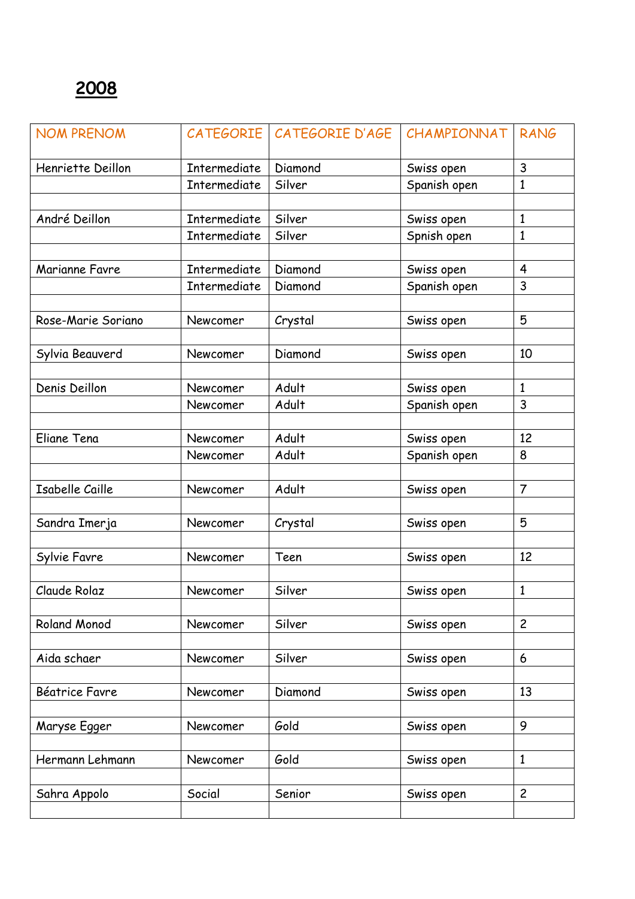# 2008

| NOM PRENOM | CATEGORIE | CATEGORIE D'AGE | CHAMPIONNAT | RANG |
|---|---|---|---|---|
| Henriette Deillon | Intermediate | Diamond | Swiss open | 3 |
| | Intermediate | Silver | Spanish open | 1 |
| | | | | |
| André Deillon | Intermediate | Silver | Swiss open | 1 |
| | Intermediate | Silver | Spnish open | 1 |
| | | | | |
| Marianne Favre | Intermediate | Diamond | Swiss open | 4 |
| | Intermediate | Diamond | Spanish open | 3 |
| | | | | |
| Rose-Marie Soriano | Newcomer | Crystal | Swiss open | 5 |
| | | | | |
| Sylvia Beauverd | Newcomer | Diamond | Swiss open | 10 |
| | | | | |
| Denis Deillon | Newcomer | Adult | Swiss open | 1 |
| | Newcomer | Adult | Spanish open | 3 |
| | | | | |
| Eliane Tena | Newcomer | Adult | Swiss open | 12 |
| | Newcomer | Adult | Spanish open | 8 |
| | | | | |
| Isabelle Caille | Newcomer | Adult | Swiss open | 7 |
| | | | | |
| Sandra Imerja | Newcomer | Crystal | Swiss open | 5 |
| | | | | |
| Sylvie Favre | Newcomer | Teen | Swiss open | 12 |
| | | | | |
| Claude Rolaz | Newcomer | Silver | Swiss open | 1 |
| | | | | |
| Roland Monod | Newcomer | Silver | Swiss open | 2 |
| | | | | |
| Aida schaer | Newcomer | Silver | Swiss open | 6 |
| | | | | |
| Béatrice Favre | Newcomer | Diamond | Swiss open | 13 |
| | | | | |
| Maryse Egger | Newcomer | Gold | Swiss open | 9 |
| | | | | |
| Hermann Lehmann | Newcomer | Gold | Swiss open | 1 |
| | | | | |
| Sahra Appolo | Social | Senior | Swiss open | 2 |
| | | | | |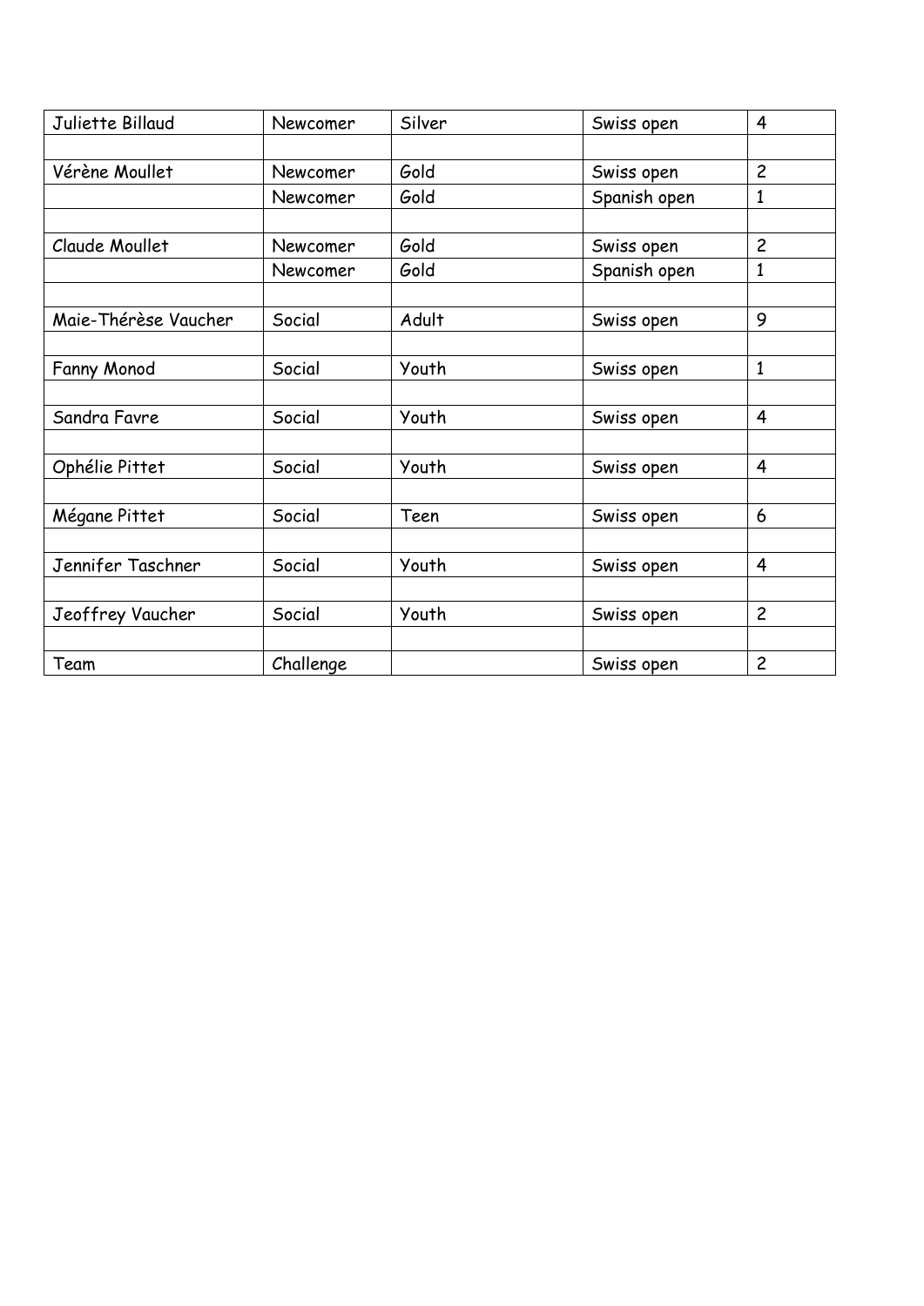| | | | | |
|---|---|---|---|---|
| Juliette Billaud | Newcomer | Silver | Swiss open | 4 |
| | | | | |
| Vérène Moullet | Newcomer | Gold | Swiss open | 2 |
| | Newcomer | Gold | Spanish open | 1 |
| | | | | |
| Claude Moullet | Newcomer | Gold | Swiss open | 2 |
| | Newcomer | Gold | Spanish open | 1 |
| | | | | |
| Maie-Thérèse Vaucher | Social | Adult | Swiss open | 9 |
| | | | | |
| Fanny Monod | Social | Youth | Swiss open | 1 |
| | | | | |
| Sandra Favre | Social | Youth | Swiss open | 4 |
| | | | | |
| Ophélie Pittet | Social | Youth | Swiss open | 4 |
| | | | | |
| Mégane Pittet | Social | Teen | Swiss open | 6 |
| | | | | |
| Jennifer Taschner | Social | Youth | Swiss open | 4 |
| | | | | |
| Jeoffrey Vaucher | Social | Youth | Swiss open | 2 |
| | | | | |
| Team | Challenge | | Swiss open | 2 |